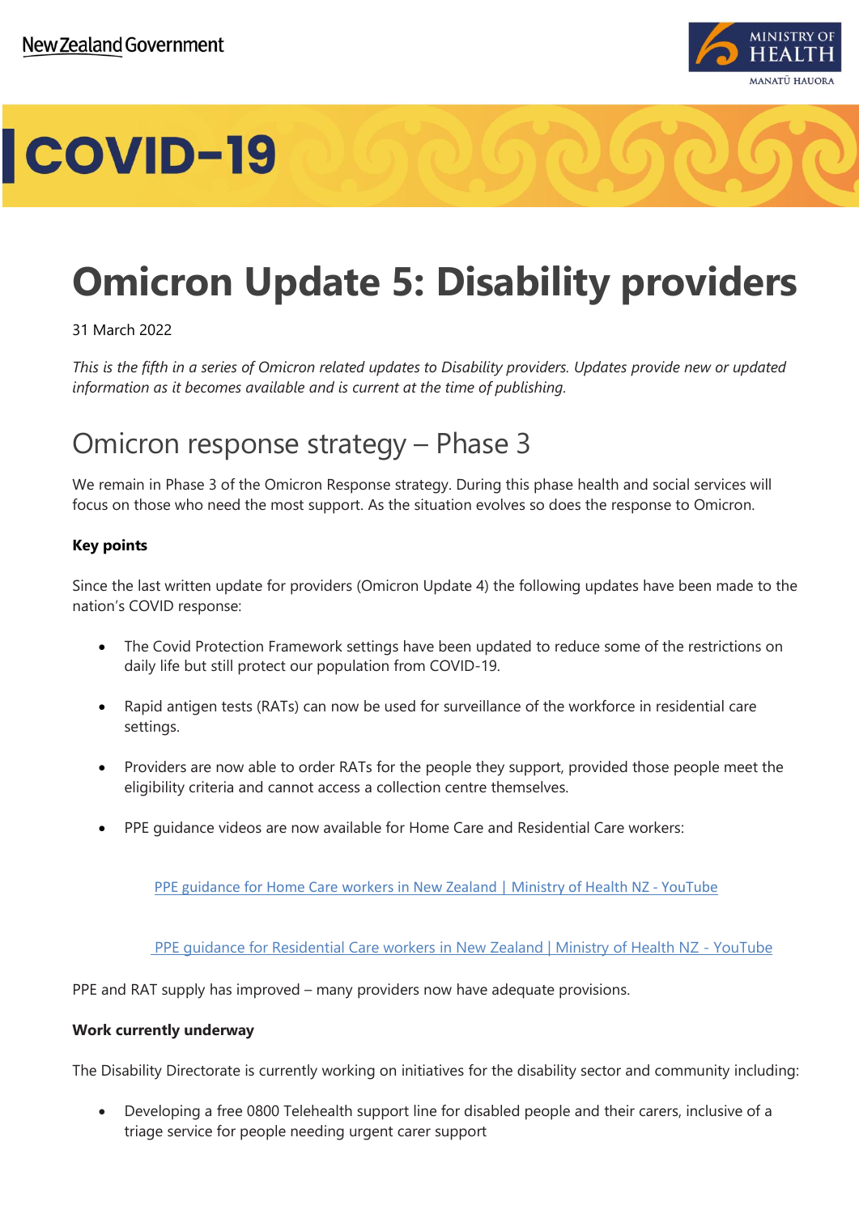# Omicron Update 5: Disability providers

31 March 2022

*This is the fifth in a series of Omicron related updates to Disability providers. Updates provide new or updated information as it becomes available and is current at the time of publishing.*

## Omicron response strategy – Phase 3

We remain in Phase 3 of the Omicron Response strategy. During this phase health and social services will focus on those who need the most support. As the situation evolves so does the response to Omicron.

**Key points**

Since the last written update for providers (Omicron Update 4) the following updates have been made to the nation's COVID response:

- The Covid Protection Framework settings have been updated to reduce some of the restrictions on daily life but still protect our population from COVID-19.
- Rapid antigen tests (RATs) can now be used for surveillance of the workforce in residential care settings.
- Providers are now able to order RATs for the people they support, provided those people meet the eligibility criteria and cannot access a collection centre themselves.
- PPE guidance videos are now available for Home Care and Residential Care workers:

  PPE guidance for Home Care workers in New Zealand | Ministry of Health NZ - YouTube

  PPE guidance for Residential Care workers in New Zealand | Ministry of Health NZ - YouTube

PPE and RAT supply has improved – many providers now have adequate provisions.

**Work currently underway**

The Disability Directorate is currently working on initiatives for the disability sector and community including:

- Developing a free 0800 Telehealth support line for disabled people and their carers, inclusive of a triage service for people needing urgent carer support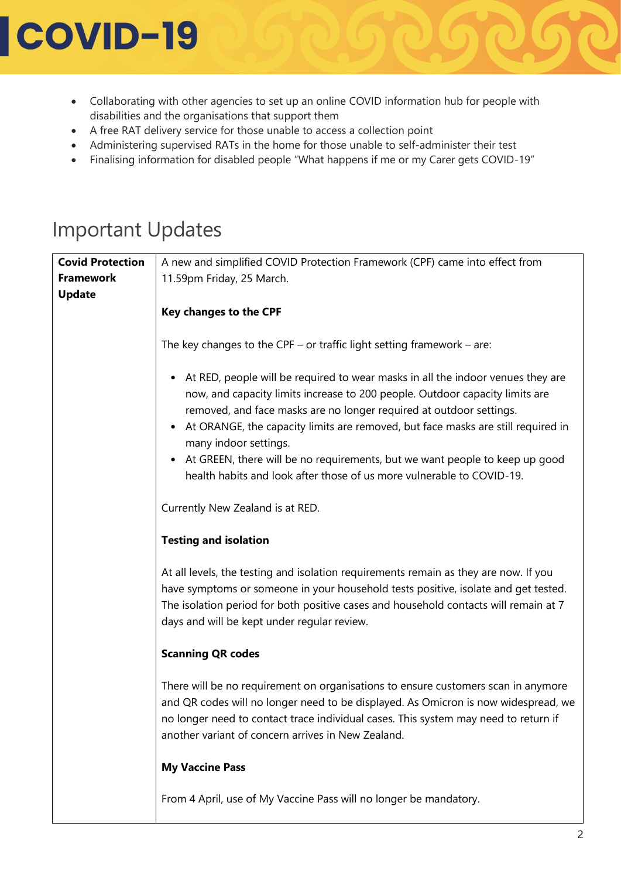- Collaborating with other agencies to set up an online COVID information hub for people with disabilities and the organisations that support them
- A free RAT delivery service for those unable to access a collection point
- Administering supervised RATs in the home for those unable to self-administer their test
- Finalising information for disabled people "What happens if me or my Carer gets COVID-19"

## Important Updates

| | |
|---|---|
| **Covid Protection Framework Update** | A new and simplified COVID Protection Framework (CPF) came into effect from 11.59pm Friday, 25 March.<br><br>**Key changes to the CPF**<br><br>The key changes to the CPF – or traffic light setting framework – are:<br><br>• At RED, people will be required to wear masks in all the indoor venues they are now, and capacity limits increase to 200 people. Outdoor capacity limits are removed, and face masks are no longer required at outdoor settings.<br>• At ORANGE, the capacity limits are removed, but face masks are still required in many indoor settings.<br>• At GREEN, there will be no requirements, but we want people to keep up good health habits and look after those of us more vulnerable to COVID-19.<br><br>Currently New Zealand is at RED.<br><br>**Testing and isolation**<br><br>At all levels, the testing and isolation requirements remain as they are now. If you have symptoms or someone in your household tests positive, isolate and get tested. The isolation period for both positive cases and household contacts will remain at 7 days and will be kept under regular review.<br><br>**Scanning QR codes**<br><br>There will be no requirement on organisations to ensure customers scan in anymore and QR codes will no longer need to be displayed. As Omicron is now widespread, we no longer need to contact trace individual cases. This system may need to return if another variant of concern arrives in New Zealand.<br><br>**My Vaccine Pass**<br><br>From 4 April, use of My Vaccine Pass will no longer be mandatory. |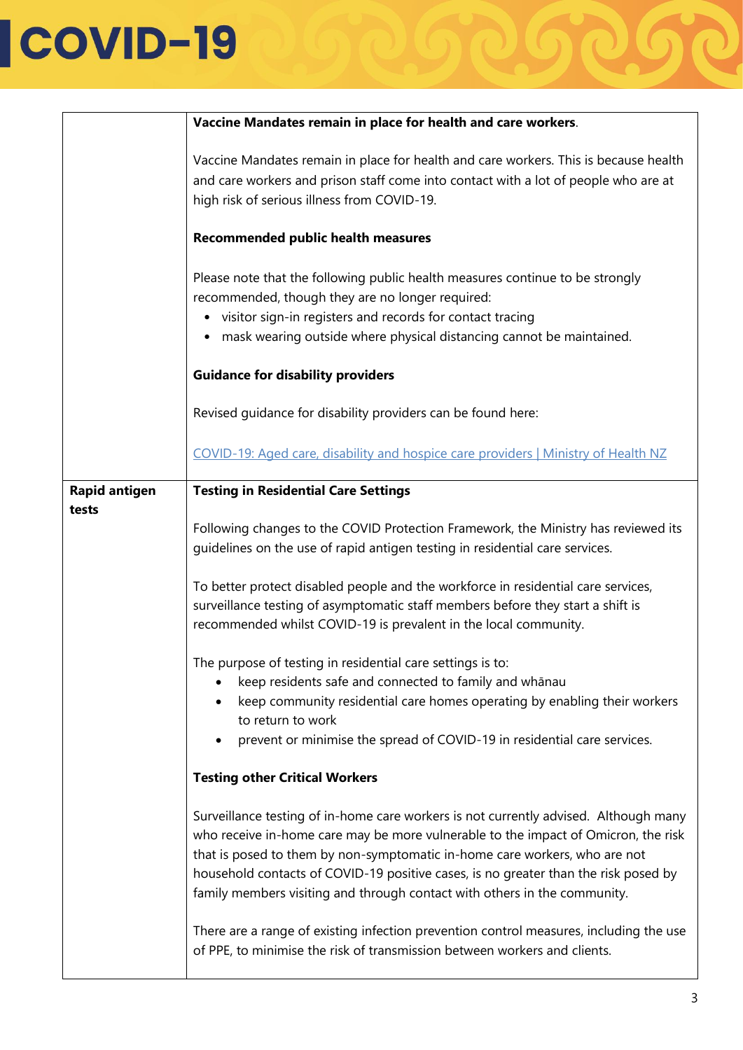| | |
|---|---|
| | **Vaccine Mandates remain in place for health and care workers**.<br><br>Vaccine Mandates remain in place for health and care workers. This is because health and care workers and prison staff come into contact with a lot of people who are at high risk of serious illness from COVID-19.<br><br>**Recommended public health measures**<br><br>Please note that the following public health measures continue to be strongly recommended, though they are no longer required:<br>• visitor sign-in registers and records for contact tracing<br>• mask wearing outside where physical distancing cannot be maintained.<br><br>**Guidance for disability providers**<br><br>Revised guidance for disability providers can be found here:<br><br>[COVID-19: Aged care, disability and hospice care providers \| Ministry of Health NZ]() |
| **Rapid antigen tests** | **Testing in Residential Care Settings**<br><br>Following changes to the COVID Protection Framework, the Ministry has reviewed its guidelines on the use of rapid antigen testing in residential care services.<br><br>To better protect disabled people and the workforce in residential care services, surveillance testing of asymptomatic staff members before they start a shift is recommended whilst COVID-19 is prevalent in the local community.<br><br>The purpose of testing in residential care settings is to:<br>• keep residents safe and connected to family and whānau<br>• keep community residential care homes operating by enabling their workers to return to work<br>• prevent or minimise the spread of COVID-19 in residential care services.<br><br>**Testing other Critical Workers**<br><br>Surveillance testing of in-home care workers is not currently advised. Although many who receive in-home care may be more vulnerable to the impact of Omicron, the risk that is posed to them by non-symptomatic in-home care workers, who are not household contacts of COVID-19 positive cases, is no greater than the risk posed by family members visiting and through contact with others in the community.<br><br>There are a range of existing infection prevention control measures, including the use of PPE, to minimise the risk of transmission between workers and clients. |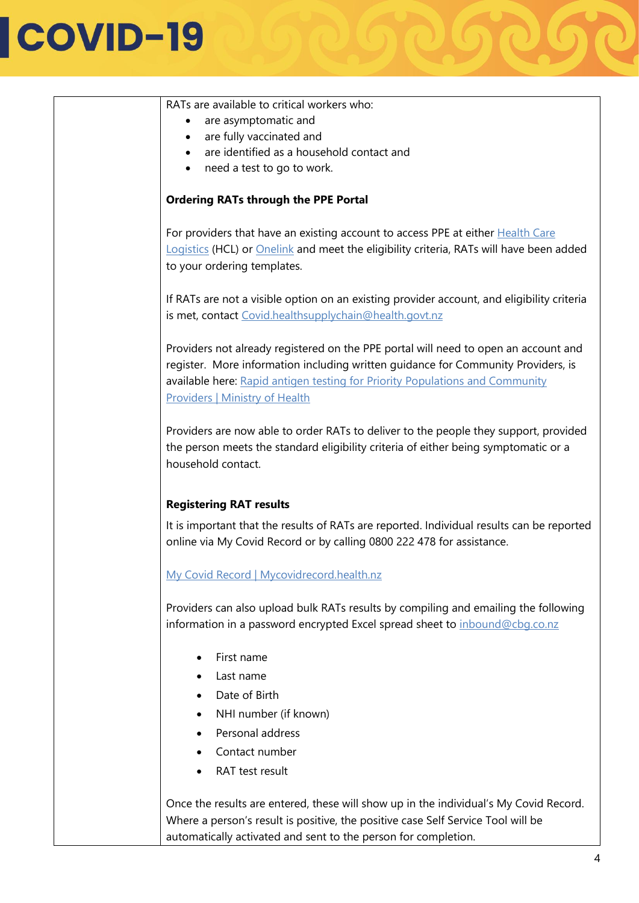RATs are available to critical workers who:

- are asymptomatic and
- are fully vaccinated and
- are identified as a household contact and
- need a test to go to work.

**Ordering RATs through the PPE Portal**

For providers that have an existing account to access PPE at either Health Care Logistics (HCL) or Onelink and meet the eligibility criteria, RATs will have been added to your ordering templates.

If RATs are not a visible option on an existing provider account, and eligibility criteria is met, contact Covid.healthsupplychain@health.govt.nz

Providers not already registered on the PPE portal will need to open an account and register. More information including written guidance for Community Providers, is available here: Rapid antigen testing for Priority Populations and Community Providers | Ministry of Health

Providers are now able to order RATs to deliver to the people they support, provided the person meets the standard eligibility criteria of either being symptomatic or a household contact.

**Registering RAT results**

It is important that the results of RATs are reported. Individual results can be reported online via My Covid Record or by calling 0800 222 478 for assistance.

My Covid Record | Mycovidrecord.health.nz

Providers can also upload bulk RATs results by compiling and emailing the following information in a password encrypted Excel spread sheet to inbound@cbg.co.nz

- First name
- Last name
- Date of Birth
- NHI number (if known)
- Personal address
- Contact number
- RAT test result

Once the results are entered, these will show up in the individual's My Covid Record. Where a person's result is positive, the positive case Self Service Tool will be automatically activated and sent to the person for completion.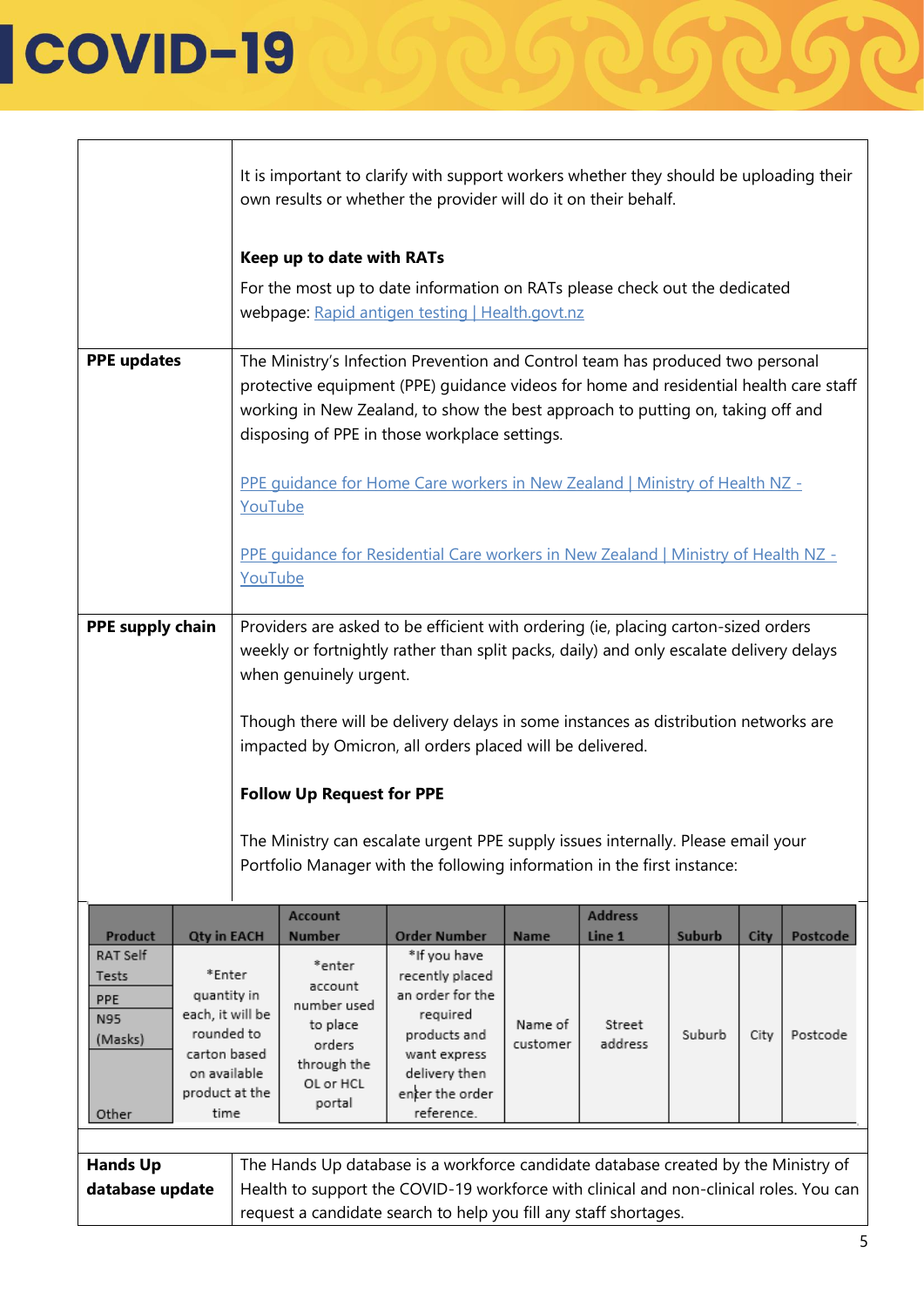| | |
|---|---|
| | It is important to clarify with support workers whether they should be uploading their own results or whether the provider will do it on their behalf.<br><br>**Keep up to date with RATs**<br><br>For the most up to date information on RATs please check out the dedicated webpage: [Rapid antigen testing \| Health.govt.nz] |
| **PPE updates** | The Ministry's Infection Prevention and Control team has produced two personal protective equipment (PPE) guidance videos for home and residential health care staff working in New Zealand, to show the best approach to putting on, taking off and disposing of PPE in those workplace settings.<br><br>PPE guidance for Home Care workers in New Zealand \| Ministry of Health NZ - YouTube<br><br>PPE guidance for Residential Care workers in New Zealand \| Ministry of Health NZ - YouTube |
| **PPE supply chain** | Providers are asked to be efficient with ordering (ie, placing carton-sized orders weekly or fortnightly rather than split packs, daily) and only escalate delivery delays when genuinely urgent.<br><br>Though there will be delivery delays in some instances as distribution networks are impacted by Omicron, all orders placed will be delivered.<br><br>**Follow Up Request for PPE**<br><br>The Ministry can escalate urgent PPE supply issues internally. Please email your Portfolio Manager with the following information in the first instance: |

| Product | Qty in EACH | Account Number | Order Number | Name | Address Line 1 | Suburb | City | Postcode |
|---|---|---|---|---|---|---|---|---|
| RAT Self Tests | *Enter quantity in each, it will be rounded to carton based on available product at the time | *enter account number used to place orders through the OL or HCL portal | *If you have recently placed an order for the required products and want express delivery then enter the order reference. | Name of customer | Street address | Suburb | City | Postcode |
| PPE | | | | | | | | |
| N95 (Masks) | | | | | | | | |
| Other | | | | | | | | |

| | |
|---|---|
| **Hands Up database update** | The Hands Up database is a workforce candidate database created by the Ministry of Health to support the COVID-19 workforce with clinical and non-clinical roles. You can request a candidate search to help you fill any staff shortages. |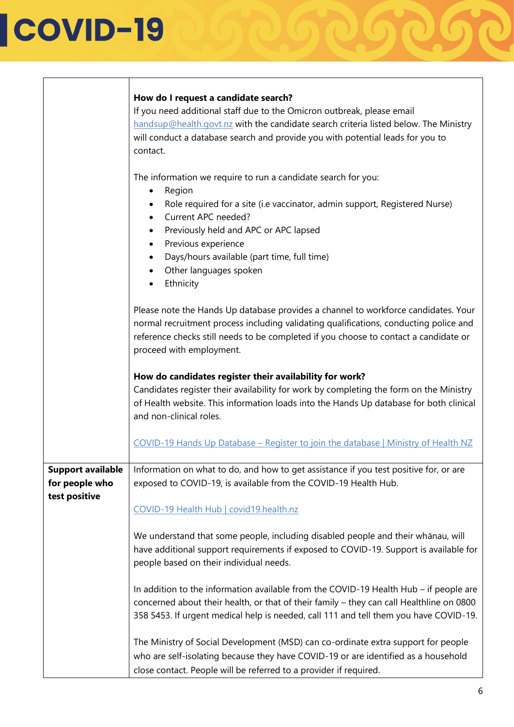| | |
|---|---|
| | **How do I request a candidate search?**<br>If you need additional staff due to the Omicron outbreak, please email handsup@health.govt.nz with the candidate search criteria listed below. The Ministry will conduct a database search and provide you with potential leads for you to contact.<br><br>The information we require to run a candidate search for you:<br>• Region<br>• Role required for a site (i.e vaccinator, admin support, Registered Nurse)<br>• Current APC needed?<br>• Previously held and APC or APC lapsed<br>• Previous experience<br>• Days/hours available (part time, full time)<br>• Other languages spoken<br>• Ethnicity<br><br>Please note the Hands Up database provides a channel to workforce candidates. Your normal recruitment process including validating qualifications, conducting police and reference checks still needs to be completed if you choose to contact a candidate or proceed with employment.<br><br>**How do candidates register their availability for work?**<br>Candidates register their availability for work by completing the form on the Ministry of Health website. This information loads into the Hands Up database for both clinical and non-clinical roles.<br><br>COVID-19 Hands Up Database – Register to join the database \| Ministry of Health NZ |
| **Support available for people who test positive** | Information on what to do, and how to get assistance if you test positive for, or are exposed to COVID-19, is available from the COVID-19 Health Hub.<br><br>COVID-19 Health Hub \| covid19.health.nz<br><br>We understand that some people, including disabled people and their whānau, will have additional support requirements if exposed to COVID-19. Support is available for people based on their individual needs.<br><br>In addition to the information available from the COVID-19 Health Hub – if people are concerned about their health, or that of their family – they can call Healthline on 0800 358 5453. If urgent medical help is needed, call 111 and tell them you have COVID-19.<br><br>The Ministry of Social Development (MSD) can co-ordinate extra support for people who are self-isolating because they have COVID-19 or are identified as a household close contact. People will be referred to a provider if required. |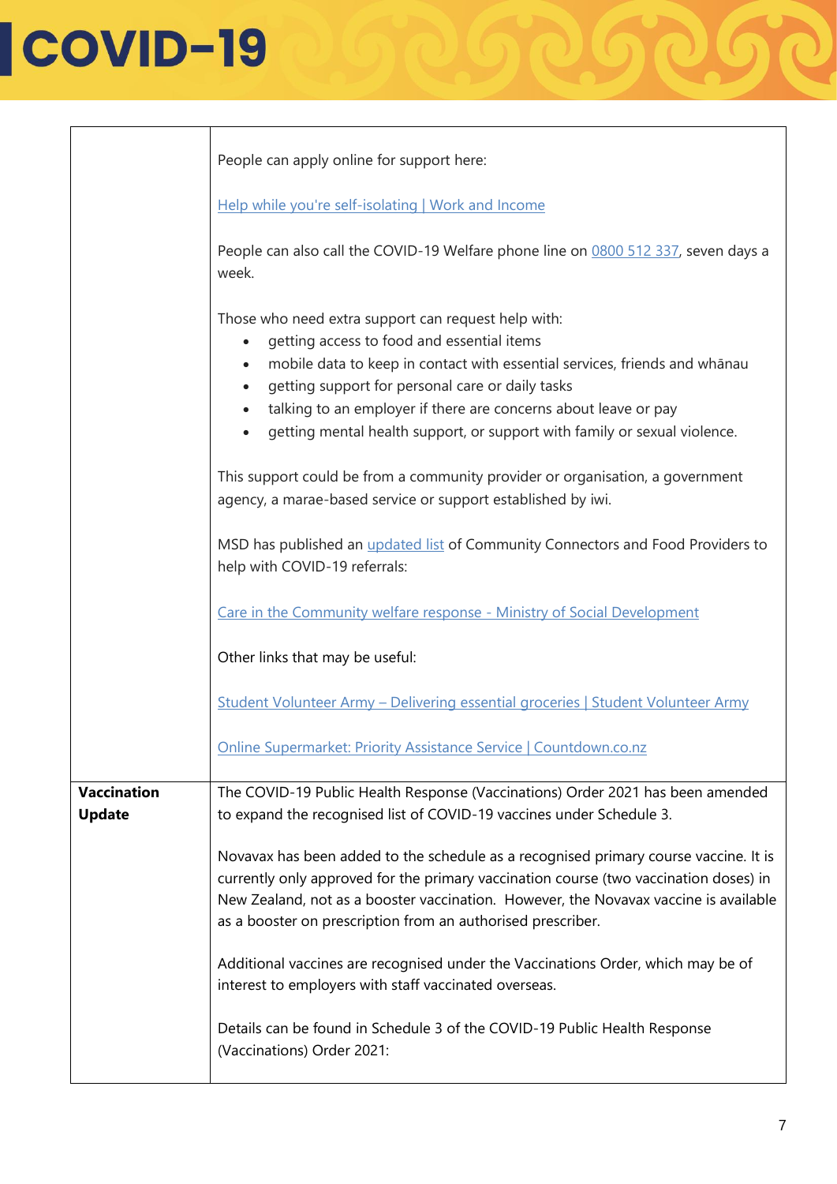| | |
|---|---|
| | People can apply online for support here:<br><br>Help while you're self-isolating \| Work and Income<br><br>People can also call the COVID-19 Welfare phone line on 0800 512 337, seven days a week.<br><br>Those who need extra support can request help with:<br>• getting access to food and essential items<br>• mobile data to keep in contact with essential services, friends and whānau<br>• getting support for personal care or daily tasks<br>• talking to an employer if there are concerns about leave or pay<br>• getting mental health support, or support with family or sexual violence.<br><br>This support could be from a community provider or organisation, a government agency, a marae-based service or support established by iwi.<br><br>MSD has published an updated list of Community Connectors and Food Providers to help with COVID-19 referrals:<br><br>Care in the Community welfare response - Ministry of Social Development<br><br>Other links that may be useful:<br><br>Student Volunteer Army – Delivering essential groceries \| Student Volunteer Army<br><br>Online Supermarket: Priority Assistance Service \| Countdown.co.nz |
| **Vaccination Update** | The COVID-19 Public Health Response (Vaccinations) Order 2021 has been amended to expand the recognised list of COVID-19 vaccines under Schedule 3.<br><br>Novavax has been added to the schedule as a recognised primary course vaccine. It is currently only approved for the primary vaccination course (two vaccination doses) in New Zealand, not as a booster vaccination. However, the Novavax vaccine is available as a booster on prescription from an authorised prescriber.<br><br>Additional vaccines are recognised under the Vaccinations Order, which may be of interest to employers with staff vaccinated overseas.<br><br>Details can be found in Schedule 3 of the COVID-19 Public Health Response (Vaccinations) Order 2021: |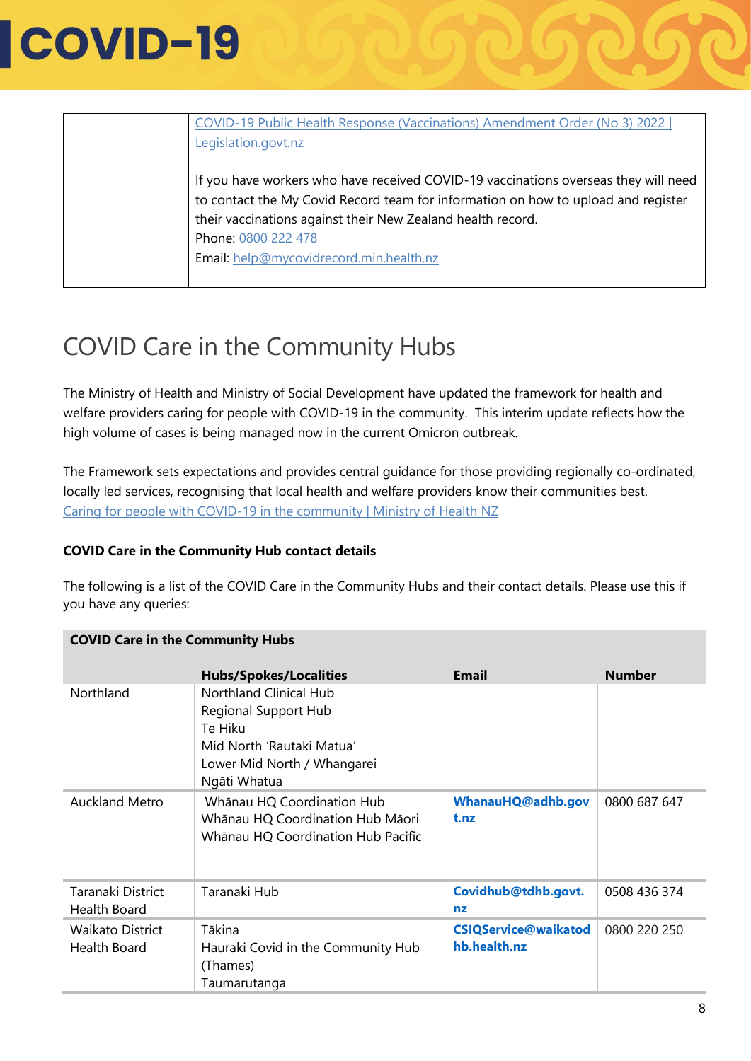| | |
|---|---|
| | COVID-19 Public Health Response (Vaccinations) Amendment Order (No 3) 2022 \| Legislation.govt.nz<br><br>If you have workers who have received COVID-19 vaccinations overseas they will need to contact the My Covid Record team for information on how to upload and register their vaccinations against their New Zealand health record.<br>Phone: 0800 222 478<br>Email: help@mycovidrecord.min.health.nz |

# COVID Care in the Community Hubs

The Ministry of Health and Ministry of Social Development have updated the framework for health and welfare providers caring for people with COVID-19 in the community. This interim update reflects how the high volume of cases is being managed now in the current Omicron outbreak.

The Framework sets expectations and provides central guidance for those providing regionally co-ordinated, locally led services, recognising that local health and welfare providers know their communities best. Caring for people with COVID-19 in the community | Ministry of Health NZ

**COVID Care in the Community Hub contact details**

The following is a list of the COVID Care in the Community Hubs and their contact details. Please use this if you have any queries:

| **COVID Care in the Community Hubs** | | | |
|---|---|---|---|
| | **Hubs/Spokes/Localities** | **Email** | **Number** |
| Northland | Northland Clinical Hub<br>Regional Support Hub<br>Te Hiku<br>Mid North 'Rautaki Matua'<br>Lower Mid North / Whangarei<br>Ngāti Whatua | | |
| Auckland Metro | Whānau HQ Coordination Hub<br>Whānau HQ Coordination Hub Māori<br>Whānau HQ Coordination Hub Pacific | **WhanauHQ@adhb.govt.nz** | 0800 687 647 |
| Taranaki District Health Board | Taranaki Hub | **Covidhub@tdhb.govt.nz** | 0508 436 374 |
| Waikato District Health Board | Tākina<br>Hauraki Covid in the Community Hub (Thames)<br>Taumarutanga | **CSIQService@waikatodhb.health.nz** | 0800 220 250 |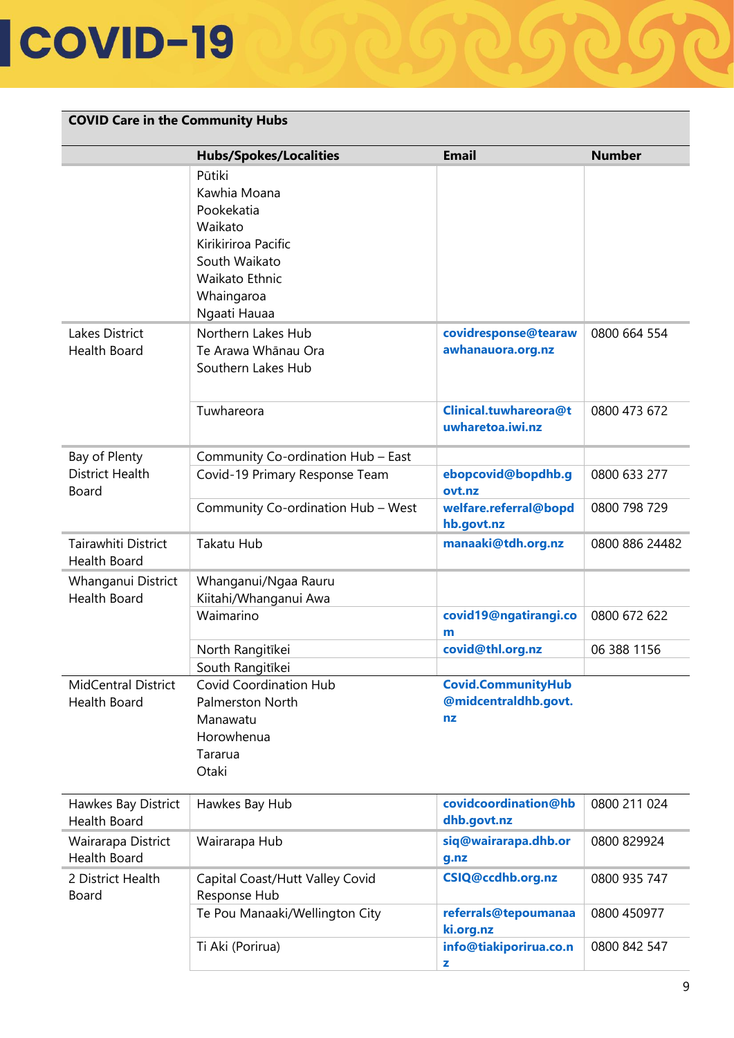# COVID-19

| COVID Care in the Community Hubs | | | |
|---|---|---|---|
| | **Hubs/Spokes/Localities** | **Email** | **Number** |
| | Pūtiki<br>Kawhia Moana<br>Pookekatia<br>Waikato<br>Kirikiriroa Pacific<br>South Waikato<br>Waikato Ethnic<br>Whaingaroa<br>Ngaati Hauaa | | |
| Lakes District Health Board | Northern Lakes Hub<br>Te Arawa Whānau Ora<br>Southern Lakes Hub | **covidresponse@tearawhanauora.org.nz** | 0800 664 554 |
| | Tuwhareora | **Clinical.tuwhareora@tuwharetoa.iwi.nz** | 0800 473 672 |
| Bay of Plenty District Health Board | Community Co-ordination Hub – East | | |
| | Covid-19 Primary Response Team | **ebopcovid@bopdhb.govt.nz** | 0800 633 277 |
| | Community Co-ordination Hub – West | **welfare.referral@bopdhb.govt.nz** | 0800 798 729 |
| Tairawhiti District Health Board | Takatu Hub | **manaaki@tdh.org.nz** | 0800 886 24482 |
| Whanganui District Health Board | Whanganui/Ngaa Rauru<br>Kiitahi/Whanganui Awa | | |
| | Waimarino | **covid19@ngatirangi.com** | 0800 672 622 |
| | North Rangitīkei | **covid@thl.org.nz** | 06 388 1156 |
| | South Rangitīkei | | |
| MidCentral District Health Board | Covid Coordination Hub<br>Palmerston North<br>Manawatu<br>Horowhenua<br>Tararua<br>Otaki | **Covid.CommunityHub@midcentraldhb.govt.nz** | |
| Hawkes Bay District Health Board | Hawkes Bay Hub | **covidcoordination@hbdhb.govt.nz** | 0800 211 024 |
| Wairarapa District Health Board | Wairarapa Hub | **siq@wairarapa.dhb.org.nz** | 0800 829924 |
| 2 District Health Board | Capital Coast/Hutt Valley Covid Response Hub | **CSIQ@ccdhb.org.nz** | 0800 935 747 |
| | Te Pou Manaaki/Wellington City | **referrals@tepoumanaaki.org.nz** | 0800 450977 |
| | Ti Aki (Porirua) | **info@tiakiporirua.co.nz** | 0800 842 547 |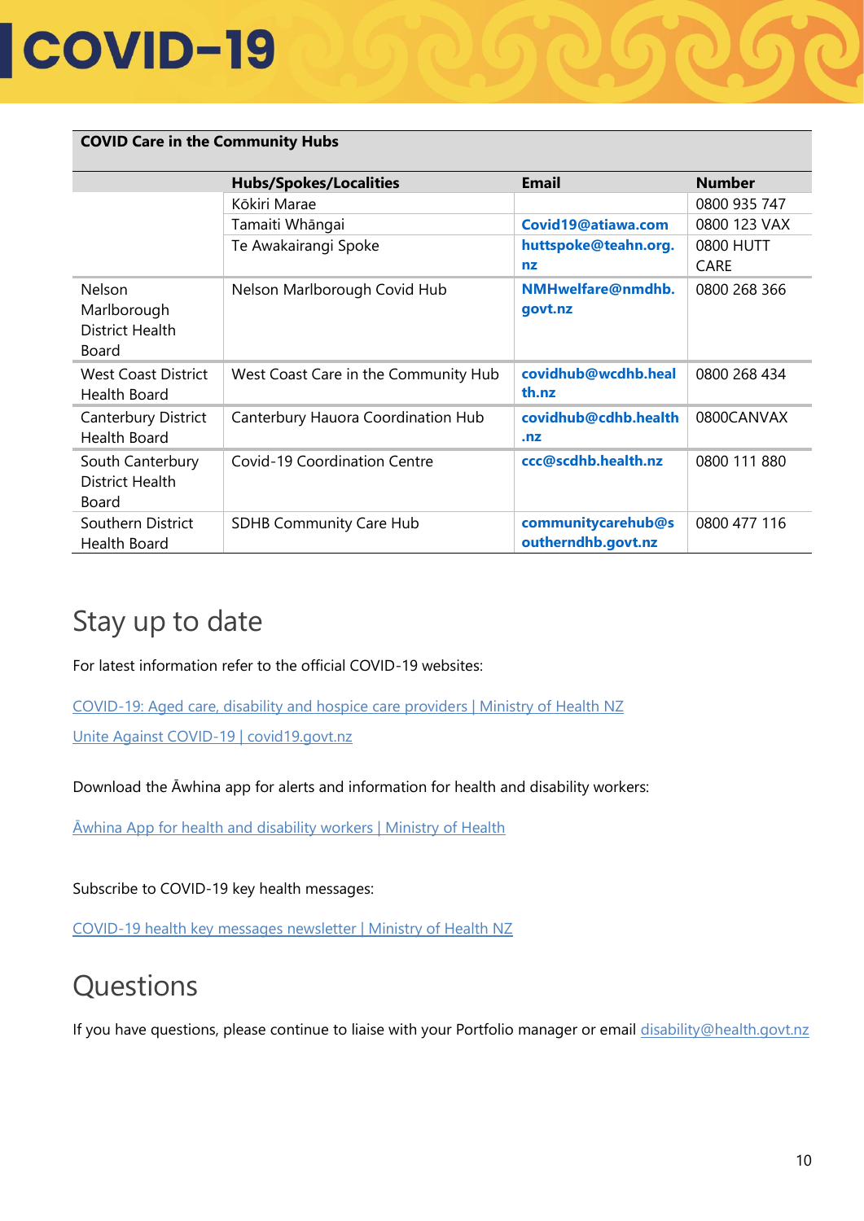| COVID Care in the Community Hubs | | | |
|---|---|---|---|
| | **Hubs/Spokes/Localities** | **Email** | **Number** |
| | Kōkiri Marae | | 0800 935 747 |
| | Tamaiti Whāngai | **Covid19@atiawa.com** | 0800 123 VAX |
| | Te Awakairangi Spoke | **huttspoke@teahn.org.nz** | 0800 HUTT CARE |
| Nelson Marlborough District Health Board | Nelson Marlborough Covid Hub | **NMHwelfare@nmdhb.govt.nz** | 0800 268 366 |
| West Coast District Health Board | West Coast Care in the Community Hub | **covidhub@wcdhb.health.nz** | 0800 268 434 |
| Canterbury District Health Board | Canterbury Hauora Coordination Hub | **covidhub@cdhb.health.nz** | 0800CANVAX |
| South Canterbury District Health Board | Covid-19 Coordination Centre | **ccc@scdhb.health.nz** | 0800 111 880 |
| Southern District Health Board | SDHB Community Care Hub | **communitycarehub@southerndhb.govt.nz** | 0800 477 116 |

# Stay up to date

For latest information refer to the official COVID-19 websites:

[COVID-19: Aged care, disability and hospice care providers | Ministry of Health NZ]

[Unite Against COVID-19 | covid19.govt.nz]

Download the Āwhina app for alerts and information for health and disability workers:

[Āwhina App for health and disability workers | Ministry of Health]

Subscribe to COVID-19 key health messages:

[COVID-19 health key messages newsletter | Ministry of Health NZ]

# Questions

If you have questions, please continue to liaise with your Portfolio manager or email disability@health.govt.nz